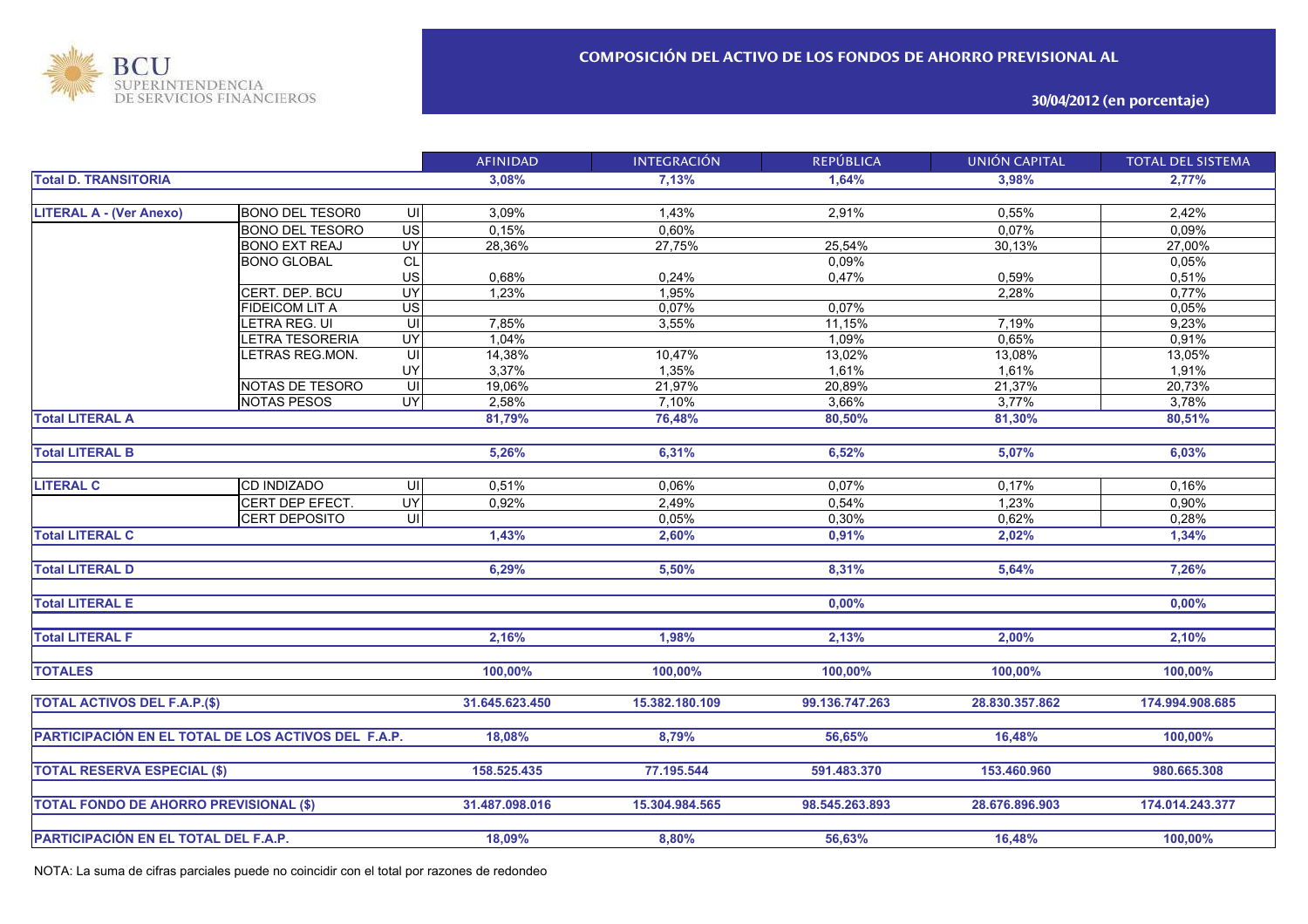BCU SUPERINTENDENCIA DE SERVICIOS FINANCIEROS

# COMPOSICIÓN DEL ACTIVO DE LOS FONDOS DE AHORRO PREVISIONAL AL

**30/04/2012 (en porcentaje)**

| | | | AFINIDAD | INTEGRACIÓN | REPÚBLICA | UNIÓN CAPITAL | TOTAL DEL SISTEMA |
|---|---|---|---|---|---|---|---|
| **Total D. TRANSITORIA** | | | **3,08%** | **7,13%** | **1,64%** | **3,98%** | **2,77%** |
| **LITERAL A - (Ver Anexo)** | BONO DEL TESOR0 | UI | 3,09% | 1,43% | 2,91% | 0,55% | 2,42% |
| | BONO DEL TESORO | US | 0,15% | 0,60% | | 0,07% | 0,09% |
| | BONO EXT REAJ | UY | 28,36% | 27,75% | 25,54% | 30,13% | 27,00% |
| | BONO GLOBAL | CL | | | 0,09% | | 0,05% |
| | | US | 0,68% | 0,24% | 0,47% | 0,59% | 0,51% |
| | CERT. DEP. BCU | UY | 1,23% | 1,95% | | 2,28% | 0,77% |
| | FIDEICOM LIT A | US | | 0,07% | 0,07% | | 0,05% |
| | LETRA REG. UI | UI | 7,85% | 3,55% | 11,15% | 7,19% | 9,23% |
| | LETRA TESORERIA | UY | 1,04% | | 1,09% | 0,65% | 0,91% |
| | LETRAS REG.MON. | UI | 14,38% | 10,47% | 13,02% | 13,08% | 13,05% |
| | | UY | 3,37% | 1,35% | 1,61% | 1,61% | 1,91% |
| | NOTAS DE TESORO | UI | 19,06% | 21,97% | 20,89% | 21,37% | 20,73% |
| | NOTAS PESOS | UY | 2,58% | 7,10% | 3,66% | 3,77% | 3,78% |
| **Total LITERAL A** | | | **81,79%** | **76,48%** | **80,50%** | **81,30%** | **80,51%** |
| **Total LITERAL B** | | | **5,26%** | **6,31%** | **6,52%** | **5,07%** | **6,03%** |
| **LITERAL C** | CD INDIZADO | UI | 0,51% | 0,06% | 0,07% | 0,17% | 0,16% |
| | CERT DEP EFECT. | UY | 0,92% | 2,49% | 0,54% | 1,23% | 0,90% |
| | CERT DEPOSITO | UI | | 0,05% | 0,30% | 0,62% | 0,28% |
| **Total LITERAL C** | | | **1,43%** | **2,60%** | **0,91%** | **2,02%** | **1,34%** |
| **Total LITERAL D** | | | **6,29%** | **5,50%** | **8,31%** | **5,64%** | **7,26%** |
| **Total LITERAL E** | | | | | **0,00%** | | **0,00%** |
| **Total LITERAL F** | | | **2,16%** | **1,98%** | **2,13%** | **2,00%** | **2,10%** |
| **TOTALES** | | | **100,00%** | **100,00%** | **100,00%** | **100,00%** | **100,00%** |
| **TOTAL ACTIVOS DEL F.A.P.($)** | | | **31.645.623.450** | **15.382.180.109** | **99.136.747.263** | **28.830.357.862** | **174.994.908.685** |
| **PARTICIPACIÓN EN EL TOTAL DE LOS ACTIVOS DEL F.A.P.** | | | **18,08%** | **8,79%** | **56,65%** | **16,48%** | **100,00%** |
| **TOTAL RESERVA ESPECIAL ($)** | | | **158.525.435** | **77.195.544** | **591.483.370** | **153.460.960** | **980.665.308** |
| **TOTAL FONDO DE AHORRO PREVISIONAL ($)** | | | **31.487.098.016** | **15.304.984.565** | **98.545.263.893** | **28.676.896.903** | **174.014.243.377** |
| **PARTICIPACIÓN EN EL TOTAL DEL F.A.P.** | | | **18,09%** | **8,80%** | **56,63%** | **16,48%** | **100,00%** |

NOTA: La suma de cifras parciales puede no coincidir con el total por razones de redondeo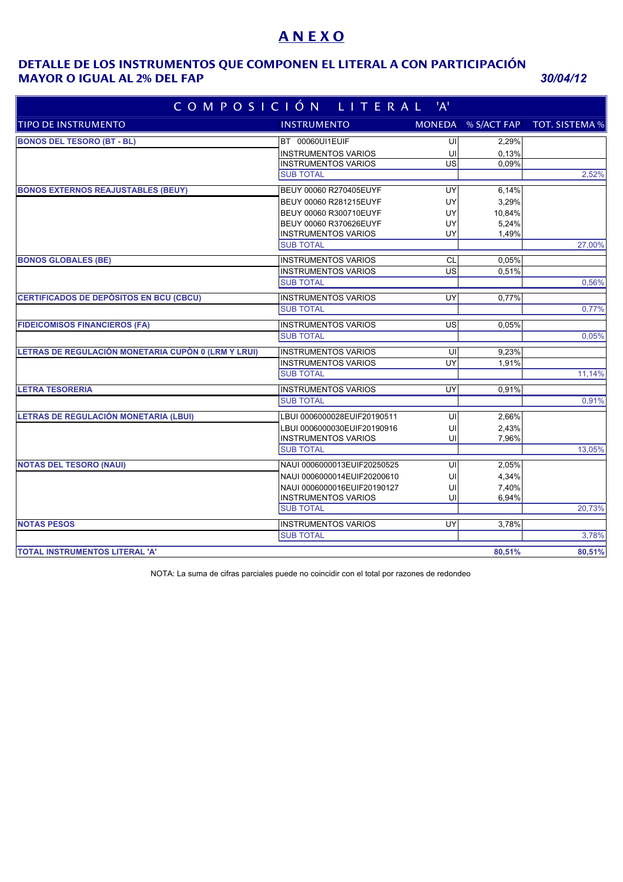# ANEXO

## DETALLE DE LOS INSTRUMENTOS QUE COMPONEN EL LITERAL A CON PARTICIPACIÓN MAYOR O IGUAL AL 2% DEL FAP

*30/04/12*

| COMPOSICIÓN LITERAL 'A' | | | | |
|---|---|---|---|---|
| **TIPO DE INSTRUMENTO** | **INSTRUMENTO** | **MONEDA** | **% S/ACT FAP** | **TOT. SISTEMA %** |
| **BONOS DEL TESORO (BT - BL)** | BT 00060UI1EUIF | UI | 2,29% | |
| | INSTRUMENTOS VARIOS | UI | 0,13% | |
| | INSTRUMENTOS VARIOS | US | 0,09% | |
| | SUB TOTAL | | | 2,52% |
| **BONOS EXTERNOS REAJUSTABLES (BEUY)** | BEUY 00060 R270405EUYF | UY | 6,14% | |
| | BEUY 00060 R281215EUYF | UY | 3,29% | |
| | BEUY 00060 R300710EUYF | UY | 10,84% | |
| | BEUY 00060 R370626EUYF | UY | 5,24% | |
| | INSTRUMENTOS VARIOS | UY | 1,49% | |
| | SUB TOTAL | | | 27,00% |
| **BONOS GLOBALES (BE)** | INSTRUMENTOS VARIOS | CL | 0,05% | |
| | INSTRUMENTOS VARIOS | US | 0,51% | |
| | SUB TOTAL | | | 0,56% |
| **CERTIFICADOS DE DEPÓSITOS EN BCU (CBCU)** | INSTRUMENTOS VARIOS | UY | 0,77% | |
| | SUB TOTAL | | | 0,77% |
| **FIDEICOMISOS FINANCIEROS (FA)** | INSTRUMENTOS VARIOS | US | 0,05% | |
| | SUB TOTAL | | | 0,05% |
| **LETRAS DE REGULACIÓN MONETARIA CUPÓN 0 (LRM Y LRUI)** | INSTRUMENTOS VARIOS | UI | 9,23% | |
| | INSTRUMENTOS VARIOS | UY | 1,91% | |
| | SUB TOTAL | | | 11,14% |
| **LETRA TESORERIA** | INSTRUMENTOS VARIOS | UY | 0,91% | |
| | SUB TOTAL | | | 0,91% |
| **LETRAS DE REGULACIÓN MONETARIA (LBUI)** | LBUI 0006000028EUIF20190511 | UI | 2,66% | |
| | LBUI 0006000030EUIF20190916 | UI | 2,43% | |
| | INSTRUMENTOS VARIOS | UI | 7,96% | |
| | SUB TOTAL | | | 13,05% |
| **NOTAS DEL TESORO (NAUI)** | NAUI 0006000013EUIF20250525 | UI | 2,05% | |
| | NAUI 0006000014EUIF20200610 | UI | 4,34% | |
| | NAUI 0006000016EUIF20190127 | UI | 7,40% | |
| | INSTRUMENTOS VARIOS | UI | 6,94% | |
| | SUB TOTAL | | | 20,73% |
| **NOTAS PESOS** | INSTRUMENTOS VARIOS | UY | 3,78% | |
| | SUB TOTAL | | | 3,78% |
| **TOTAL INSTRUMENTOS LITERAL 'A'** | | | **80,51%** | **80,51%** |

NOTA: La suma de cifras parciales puede no coincidir con el total por razones de redondeo